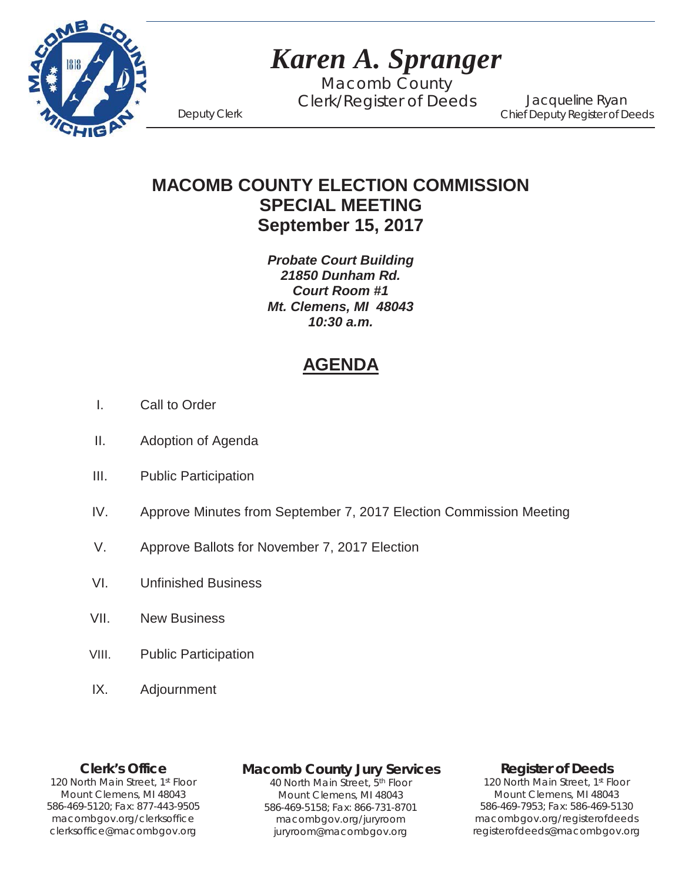# *Karen A. Spranger*

Macomb County
Clerk/Register of Deeds

Deputy Clerk

Jacqueline Ryan
Chief Deputy Register of Deeds

## MACOMB COUNTY ELECTION COMMISSION
## SPECIAL MEETING
## September 15, 2017

***Probate Court Building***
***21850 Dunham Rd.***
***Court Room #1***
***Mt. Clemens, MI 48043***
***10:30 a.m.***

## AGENDA

I. Call to Order

II. Adoption of Agenda

III. Public Participation

IV. Approve Minutes from September 7, 2017 Election Commission Meeting

V. Approve Ballots for November 7, 2017 Election

VI. Unfinished Business

VII. New Business

VIII. Public Participation

IX. Adjournment

**Clerk's Office**
120 North Main Street, 1st Floor
Mount Clemens, MI 48043
586-469-5120; Fax: 877-443-9505
macombgov.org/clerksoffice
clerksoffice@macombgov.org

**Macomb County Jury Services**
40 North Main Street, 5th Floor
Mount Clemens, MI 48043
586-469-5158; Fax: 866-731-8701
macombgov.org/juryroom
juryroom@macombgov.org

**Register of Deeds**
120 North Main Street, 1st Floor
Mount Clemens, MI 48043
586-469-7953; Fax: 586-469-5130
macombgov.org/registerofdeeds
registerofdeeds@macombgov.org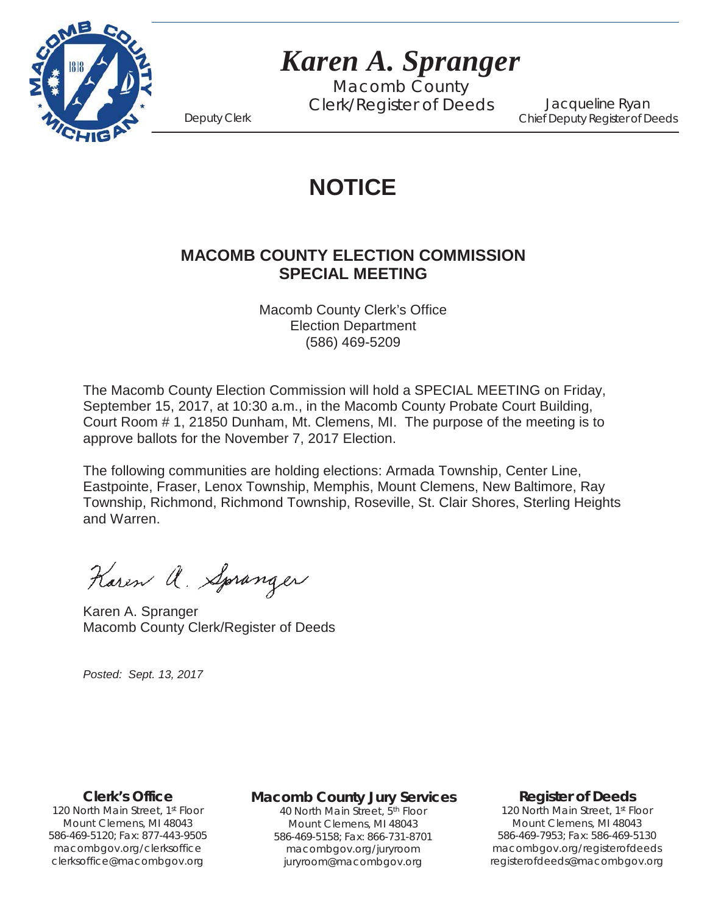# *Karen A. Spranger*

Macomb County
Clerk/Register of Deeds

Deputy Clerk

Jacqueline Ryan
Chief Deputy Register of Deeds

# NOTICE

## MACOMB COUNTY ELECTION COMMISSION SPECIAL MEETING

Macomb County Clerk's Office
Election Department
(586) 469-5209

The Macomb County Election Commission will hold a SPECIAL MEETING on Friday, September 15, 2017, at 10:30 a.m., in the Macomb County Probate Court Building, Court Room # 1, 21850 Dunham, Mt. Clemens, MI. The purpose of the meeting is to approve ballots for the November 7, 2017 Election.

The following communities are holding elections: Armada Township, Center Line, Eastpointe, Fraser, Lenox Township, Memphis, Mount Clemens, New Baltimore, Ray Township, Richmond, Richmond Township, Roseville, St. Clair Shores, Sterling Heights and Warren.

Karen A. Spranger

Karen A. Spranger
Macomb County Clerk/Register of Deeds

*Posted: Sept. 13, 2017*

**Clerk's Office**
120 North Main Street, 1st Floor
Mount Clemens, MI 48043
586-469-5120; Fax: 877-443-9505
macombgov.org/clerksoffice
clerksoffice@macombgov.org

**Macomb County Jury Services**
40 North Main Street, 5th Floor
Mount Clemens, MI 48043
586-469-5158; Fax: 866-731-8701
macombgov.org/juryroom
juryroom@macombgov.org

**Register of Deeds**
120 North Main Street, 1st Floor
Mount Clemens, MI 48043
586-469-7953; Fax: 586-469-5130
macombgov.org/registerofdeeds
registerofdeeds@macombgov.org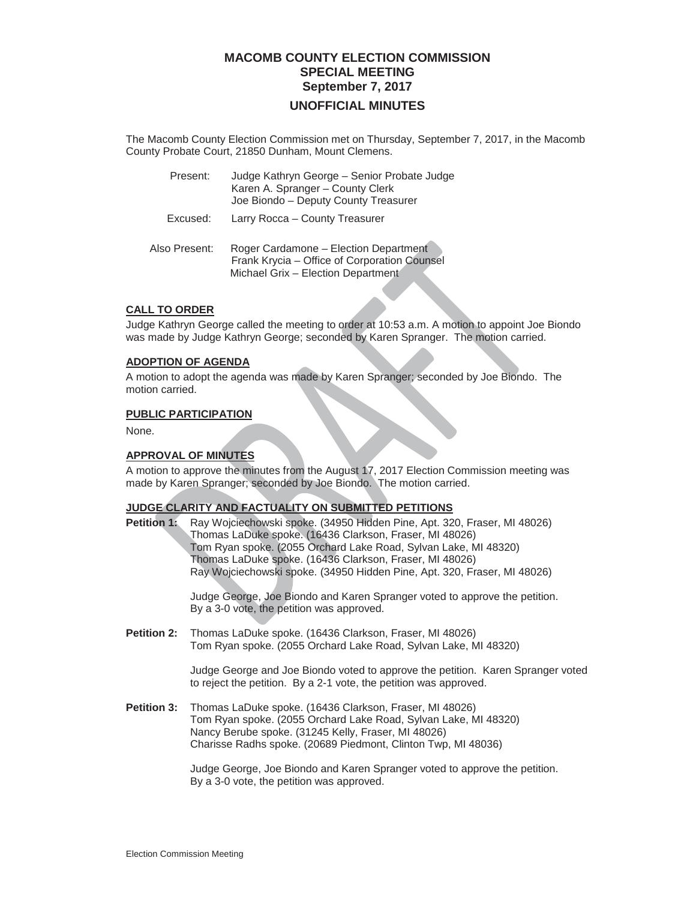# MACOMB COUNTY ELECTION COMMISSION
## SPECIAL MEETING
## September 7, 2017
## UNOFFICIAL MINUTES

The Macomb County Election Commission met on Thursday, September 7, 2017, in the Macomb County Probate Court, 21850 Dunham, Mount Clemens.

Present: Judge Kathryn George – Senior Probate Judge
Karen A. Spranger – County Clerk
Joe Biondo – Deputy County Treasurer

Excused: Larry Rocca – County Treasurer

Also Present: Roger Cardamone – Election Department
Frank Krycia – Office of Corporation Counsel
Michael Grix – Election Department

**CALL TO ORDER**

Judge Kathryn George called the meeting to order at 10:53 a.m. A motion to appoint Joe Biondo was made by Judge Kathryn George; seconded by Karen Spranger. The motion carried.

**ADOPTION OF AGENDA**

A motion to adopt the agenda was made by Karen Spranger; seconded by Joe Biondo. The motion carried.

**PUBLIC PARTICIPATION**

None.

**APPROVAL OF MINUTES**

A motion to approve the minutes from the August 17, 2017 Election Commission meeting was made by Karen Spranger; seconded by Joe Biondo. The motion carried.

**JUDGE CLARITY AND FACTUALITY ON SUBMITTED PETITIONS**

**Petition 1:** Ray Wojciechowski spoke. (34950 Hidden Pine, Apt. 320, Fraser, MI 48026)
Thomas LaDuke spoke. (16436 Clarkson, Fraser, MI 48026)
Tom Ryan spoke. (2055 Orchard Lake Road, Sylvan Lake, MI 48320)
Thomas LaDuke spoke. (16436 Clarkson, Fraser, MI 48026)
Ray Wojciechowski spoke. (34950 Hidden Pine, Apt. 320, Fraser, MI 48026)

Judge George, Joe Biondo and Karen Spranger voted to approve the petition. By a 3-0 vote, the petition was approved.

**Petition 2:** Thomas LaDuke spoke. (16436 Clarkson, Fraser, MI 48026)
Tom Ryan spoke. (2055 Orchard Lake Road, Sylvan Lake, MI 48320)

Judge George and Joe Biondo voted to approve the petition. Karen Spranger voted to reject the petition. By a 2-1 vote, the petition was approved.

**Petition 3:** Thomas LaDuke spoke. (16436 Clarkson, Fraser, MI 48026)
Tom Ryan spoke. (2055 Orchard Lake Road, Sylvan Lake, MI 48320)
Nancy Berube spoke. (31245 Kelly, Fraser, MI 48026)
Charisse Radhs spoke. (20689 Piedmont, Clinton Twp, MI 48036)

Judge George, Joe Biondo and Karen Spranger voted to approve the petition. By a 3-0 vote, the petition was approved.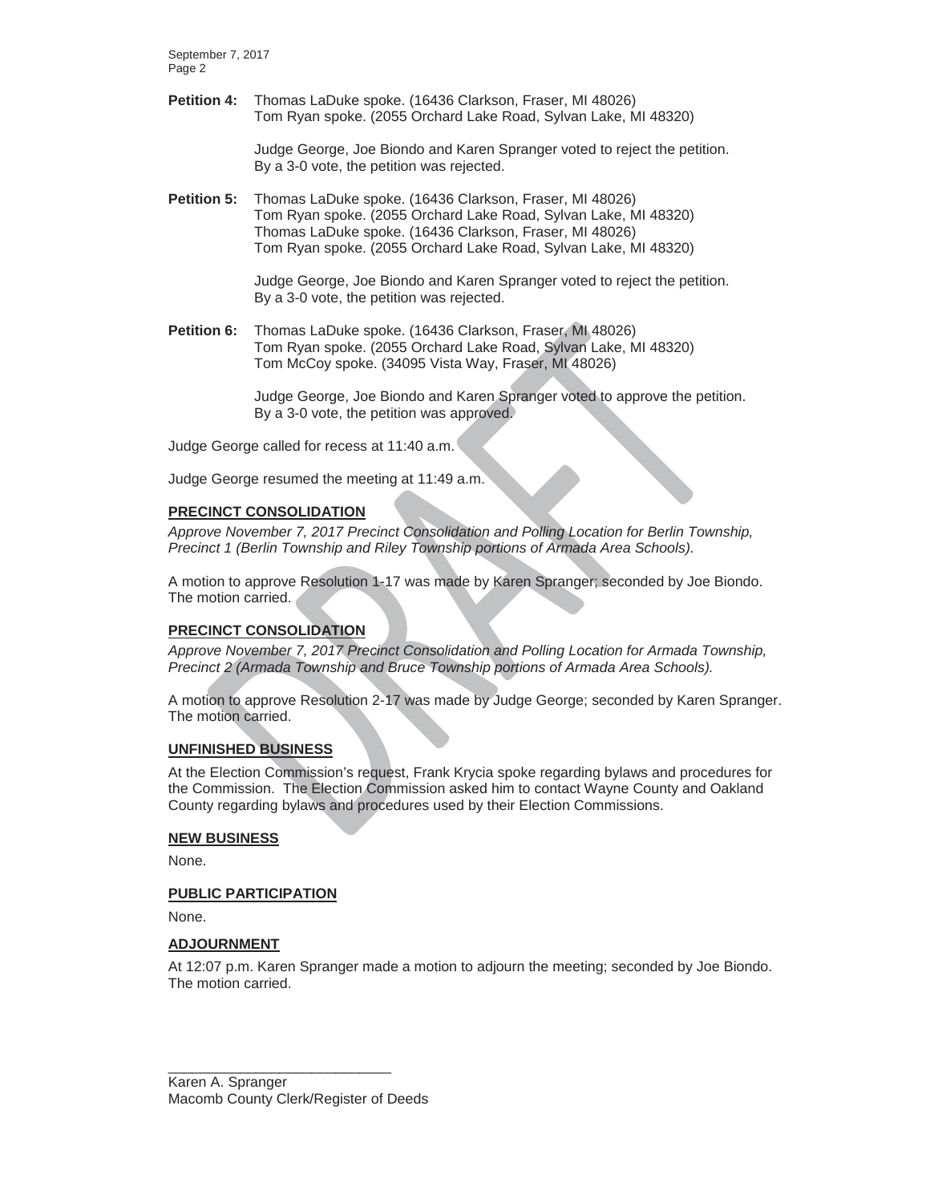**Petition 4:** Thomas LaDuke spoke. (16436 Clarkson, Fraser, MI 48026)
Tom Ryan spoke. (2055 Orchard Lake Road, Sylvan Lake, MI 48320)

Judge George, Joe Biondo and Karen Spranger voted to reject the petition.
By a 3-0 vote, the petition was rejected.

**Petition 5:** Thomas LaDuke spoke. (16436 Clarkson, Fraser, MI 48026)
Tom Ryan spoke. (2055 Orchard Lake Road, Sylvan Lake, MI 48320)
Thomas LaDuke spoke. (16436 Clarkson, Fraser, MI 48026)
Tom Ryan spoke. (2055 Orchard Lake Road, Sylvan Lake, MI 48320)

Judge George, Joe Biondo and Karen Spranger voted to reject the petition.
By a 3-0 vote, the petition was rejected.

**Petition 6:** Thomas LaDuke spoke. (16436 Clarkson, Fraser, MI 48026)
Tom Ryan spoke. (2055 Orchard Lake Road, Sylvan Lake, MI 48320)
Tom McCoy spoke. (34095 Vista Way, Fraser, MI 48026)

Judge George, Joe Biondo and Karen Spranger voted to approve the petition.
By a 3-0 vote, the petition was approved.

Judge George called for recess at 11:40 a.m.

Judge George resumed the meeting at 11:49 a.m.

## PRECINCT CONSOLIDATION

*Approve November 7, 2017 Precinct Consolidation and Polling Location for Berlin Township, Precinct 1 (Berlin Township and Riley Township portions of Armada Area Schools).*

A motion to approve Resolution 1-17 was made by Karen Spranger; seconded by Joe Biondo. The motion carried.

## PRECINCT CONSOLIDATION

*Approve November 7, 2017 Precinct Consolidation and Polling Location for Armada Township, Precinct 2 (Armada Township and Bruce Township portions of Armada Area Schools).*

A motion to approve Resolution 2-17 was made by Judge George; seconded by Karen Spranger. The motion carried.

## UNFINISHED BUSINESS

At the Election Commission's request, Frank Krycia spoke regarding bylaws and procedures for the Commission. The Election Commission asked him to contact Wayne County and Oakland County regarding bylaws and procedures used by their Election Commissions.

## NEW BUSINESS

None.

## PUBLIC PARTICIPATION

None.

## ADJOURNMENT

At 12:07 p.m. Karen Spranger made a motion to adjourn the meeting; seconded by Joe Biondo. The motion carried.

\_\_\_\_\_\_\_\_\_\_\_\_\_\_\_\_\_\_\_\_\_\_\_\_\_\_\_\_
Karen A. Spranger
Macomb County Clerk/Register of Deeds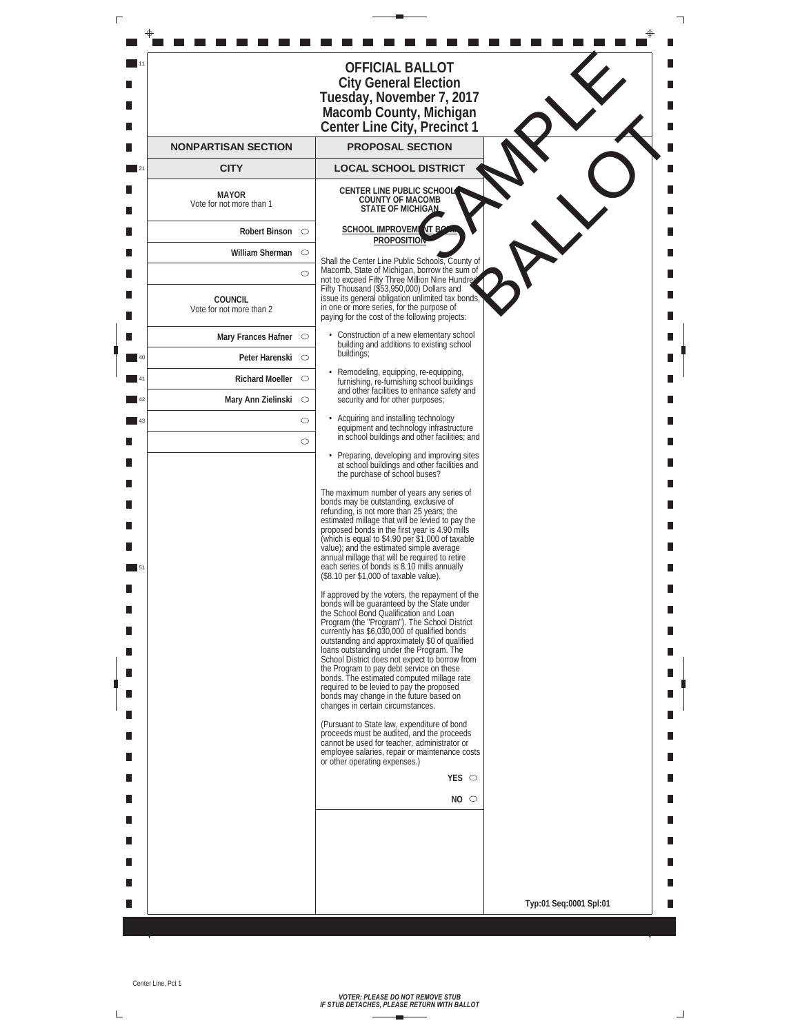# OFFICIAL BALLOT
## City General Election
## Tuesday, November 7, 2017
## Macomb County, Michigan
## Center Line City, Precinct 1

SAMPLE BALLOT

## NONPARTISAN SECTION

### CITY

**MAYOR**
Vote for not more than 1

- Robert Binson ○
- William Sherman ○
- ○

**COUNCIL**
Vote for not more than 2

- Mary Frances Hafner ○
- Peter Harenski ○
- Richard Moeller ○
- Mary Ann Zielinski ○
- ○
- ○

## PROPOSAL SECTION

### LOCAL SCHOOL DISTRICT

**CENTER LINE PUBLIC SCHOOLS
COUNTY OF MACOMB
STATE OF MICHIGAN**

**SCHOOL IMPROVEMENT BOND PROPOSITION**

Shall the Center Line Public Schools, County of Macomb, State of Michigan, borrow the sum of not to exceed Fifty Three Million Nine Hundred Fifty Thousand ($53,950,000) Dollars and issue its general obligation unlimited tax bonds, in one or more series, for the purpose of paying for the cost of the following projects:

- Construction of a new elementary school building and additions to existing school buildings;
- Remodeling, equipping, re-equipping, furnishing, re-furnishing school buildings and other facilities to enhance safety and security and for other purposes;
- Acquiring and installing technology equipment and technology infrastructure in school buildings and other facilities; and
- Preparing, developing and improving sites at school buildings and other facilities and the purchase of school buses?

The maximum number of years any series of bonds may be outstanding, exclusive of refunding, is not more than 25 years; the estimated millage that will be levied to pay the proposed bonds in the first year is 4.90 mills (which is equal to $4.90 per $1,000 of taxable value); and the estimated simple average annual millage that will be required to retire each series of bonds is 8.10 mills annually ($8.10 per $1,000 of taxable value).

If approved by the voters, the repayment of the bonds will be guaranteed by the State under the School Bond Qualification and Loan Program (the "Program"). The School District currently has $6,030,000 of qualified bonds outstanding and approximately $0 of qualified loans outstanding under the Program. The School District does not expect to borrow from the Program to pay debt service on these bonds. The estimated computed millage rate required to be levied to pay the proposed bonds may change in the future based on changes in certain circumstances.

(Pursuant to State law, expenditure of bond proceeds must be audited, and the proceeds cannot be used for teacher, administrator or employee salaries, repair or maintenance costs or other operating expenses.)

- YES ○
- NO ○

Typ:01 Seq:0001 Spl:01

Center Line, Pct 1

***VOTER: PLEASE DO NOT REMOVE STUB
IF STUB DETACHES, PLEASE RETURN WITH BALLOT***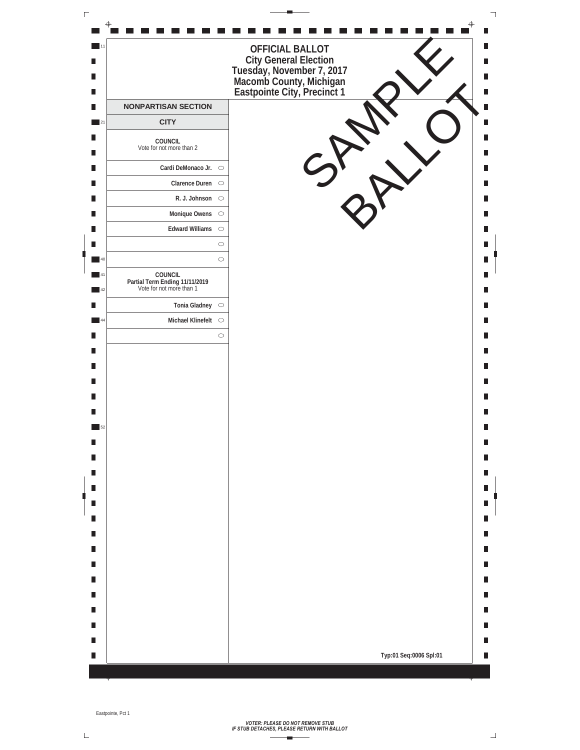# OFFICIAL BALLOT
## City General Election
## Tuesday, November 7, 2017
## Macomb County, Michigan
## Eastpointe City, Precinct 1

SAMPLE BALLOT

### NONPARTISAN SECTION

### CITY

**COUNCIL**
Vote for not more than 2

- Cardi DeMonaco Jr. ○
- Clarence Duren ○
- R. J. Johnson ○
- Monique Owens ○
- Edward Williams ○
- ○
- ○

**COUNCIL**
**Partial Term Ending 11/11/2019**
Vote for not more than 1

- Tonia Gladney ○
- Michael Klinefelt ○
- ○

Typ:01 Seq:0006 Spl:01

Eastpointe, Pct 1

*VOTER: PLEASE DO NOT REMOVE STUB*
*IF STUB DETACHES, PLEASE RETURN WITH BALLOT*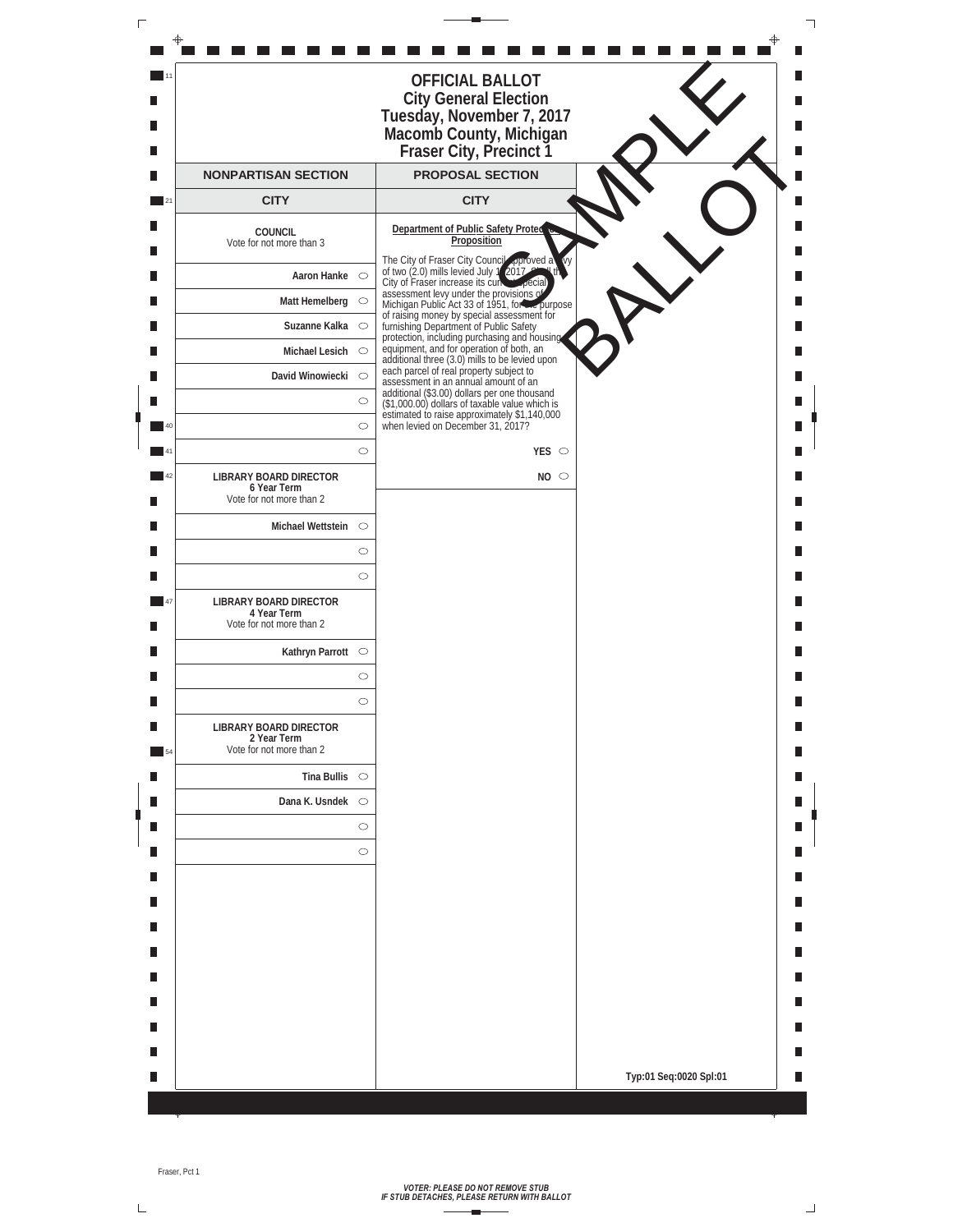# OFFICIAL BALLOT
## City General Election
## Tuesday, November 7, 2017
## Macomb County, Michigan
## Fraser City, Precinct 1

SAMPLE BALLOT

## NONPARTISAN SECTION

### CITY

**COUNCIL**
Vote for not more than 3

- Aaron Hanke ○
- Matt Hemelberg ○
- Suzanne Kalka ○
- Michael Lesich ○
- David Winowiecki ○
- ○
- ○
- ○

**LIBRARY BOARD DIRECTOR**
**6 Year Term**
Vote for not more than 2

- Michael Wettstein ○
- ○
- ○

**LIBRARY BOARD DIRECTOR**
**4 Year Term**
Vote for not more than 2

- Kathryn Parrott ○
- ○
- ○

**LIBRARY BOARD DIRECTOR**
**2 Year Term**
Vote for not more than 2

- Tina Bullis ○
- Dana K. Usndek ○
- ○
- ○

## PROPOSAL SECTION

### CITY

**Department of Public Safety Protection Proposition**

The City of Fraser City Council approved a levy of two (2.0) mills levied July 1, 2017. Shall the City of Fraser increase its current special assessment levy under the provisions of Michigan Public Act 33 of 1951, for the purpose of raising money by special assessment for furnishing Department of Public Safety protection, including purchasing and housing equipment, and for operation of both, an additional three (3.0) mills to be levied upon each parcel of real property subject to assessment in an annual amount of an additional ($3.00) dollars per one thousand ($1,000.00) dollars of taxable value which is estimated to raise approximately $1,140,000 when levied on December 31, 2017?

- YES ○
- NO ○

Typ:01 Seq:0020 Spl:01

Fraser, Pct 1

*VOTER: PLEASE DO NOT REMOVE STUB*
*IF STUB DETACHES, PLEASE RETURN WITH BALLOT*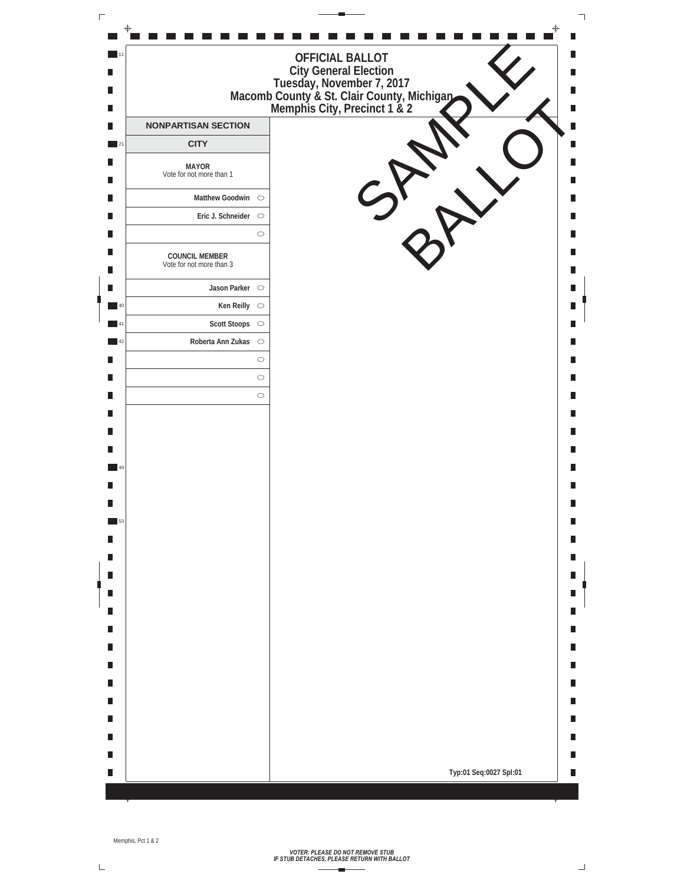# OFFICIAL BALLOT
## City General Election
## Tuesday, November 7, 2017
## Macomb County & St. Clair County, Michigan
## Memphis City, Precinct 1 & 2

SAMPLE BALLOT

### NONPARTISAN SECTION

### CITY

**MAYOR**
Vote for not more than 1

- **Matthew Goodwin** ○
- **Eric J. Schneider** ○
- ○

**COUNCIL MEMBER**
Vote for not more than 3

- **Jason Parker** ○
- **Ken Reilly** ○
- **Scott Stoops** ○
- **Roberta Ann Zukas** ○
- ○
- ○
- ○

Typ:01 Seq:0027 Spl:01

Memphis, Pct 1 & 2

***VOTER: PLEASE DO NOT REMOVE STUB***
***IF STUB DETACHES, PLEASE RETURN WITH BALLOT***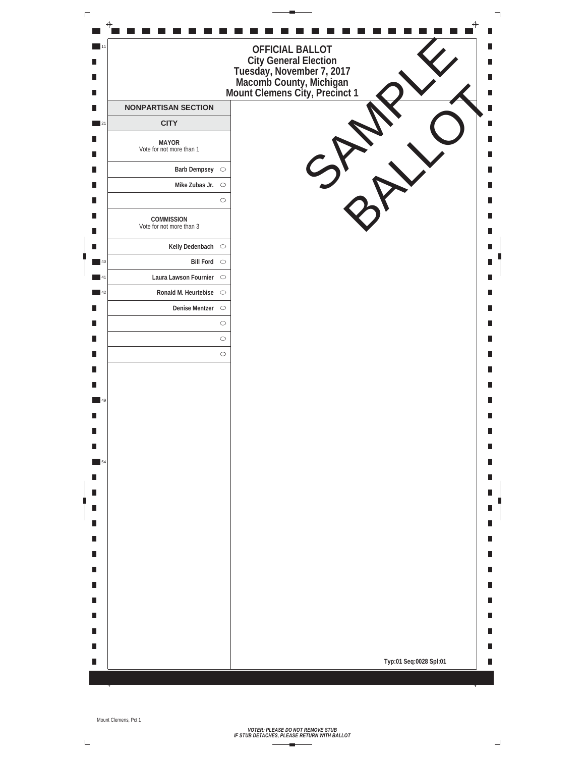# OFFICIAL BALLOT
## City General Election
## Tuesday, November 7, 2017
## Macomb County, Michigan
## Mount Clemens City, Precinct 1

SAMPLE BALLOT

### NONPARTISAN SECTION

### CITY

**MAYOR**
Vote for not more than 1

- Barb Dempsey ○
- Mike Zubas Jr. ○
- ○

**COMMISSION**
Vote for not more than 3

- Kelly Dedenbach ○
- Bill Ford ○
- Laura Lawson Fournier ○
- Ronald M. Heurtebise ○
- Denise Mentzer ○
- ○
- ○
- ○

Typ:01 Seq:0028 Spl:01

Mount Clemens, Pct 1

*VOTER: PLEASE DO NOT REMOVE STUB*
*IF STUB DETACHES, PLEASE RETURN WITH BALLOT*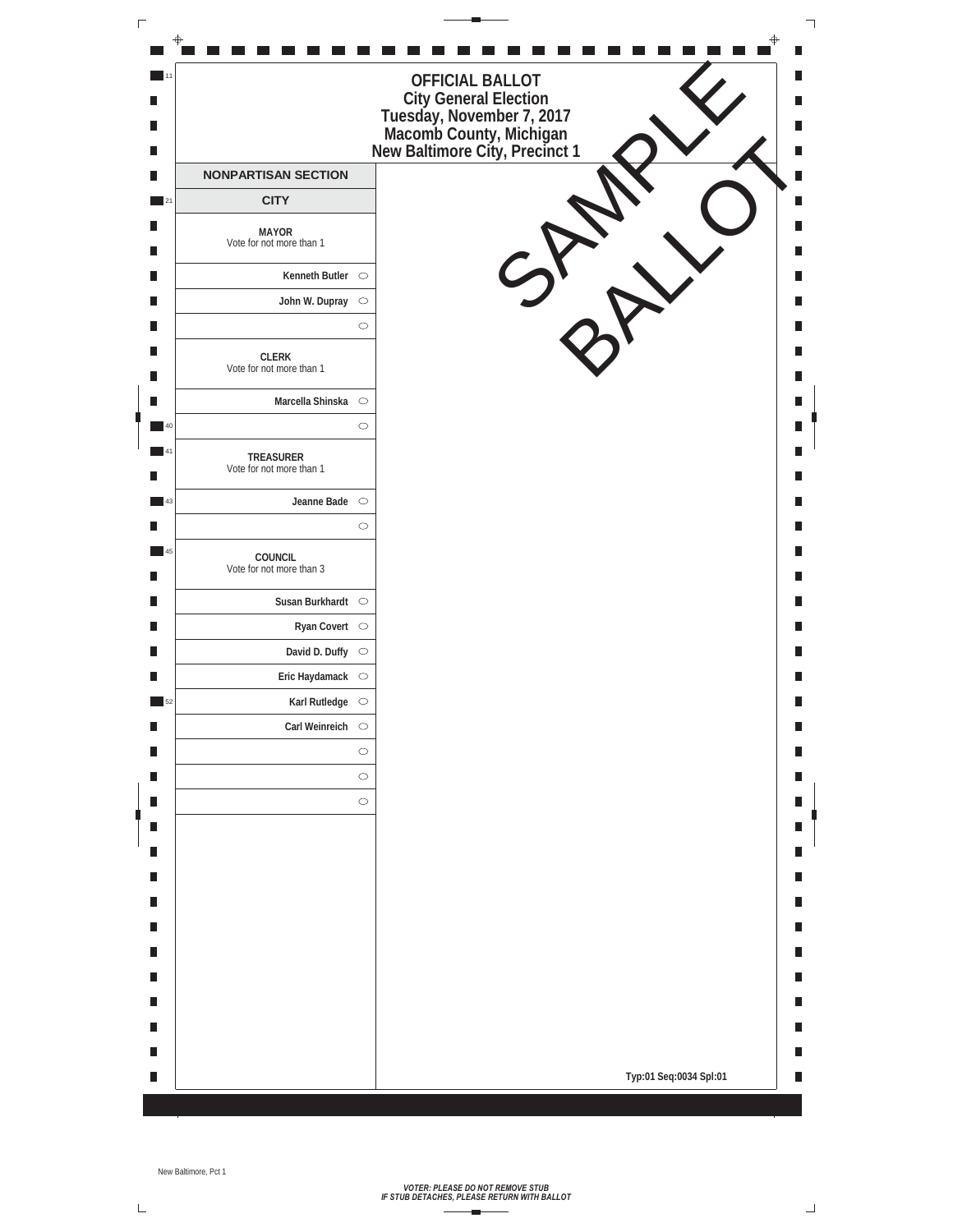# OFFICIAL BALLOT
## City General Election
## Tuesday, November 7, 2017
## Macomb County, Michigan
## New Baltimore City, Precinct 1

SAMPLE BALLOT

### NONPARTISAN SECTION

### CITY

**MAYOR**
Vote for not more than 1

- Kenneth Butler ◯
- John W. Dupray ◯
- ◯

**CLERK**
Vote for not more than 1

- Marcella Shinska ◯
- ◯

**TREASURER**
Vote for not more than 1

- Jeanne Bade ◯
- ◯

**COUNCIL**
Vote for not more than 3

- Susan Burkhardt ◯
- Ryan Covert ◯
- David D. Duffy ◯
- Eric Haydamack ◯
- Karl Rutledge ◯
- Carl Weinreich ◯
- ◯
- ◯
- ◯

Typ:01 Seq:0034 Spl:01

New Baltimore, Pct 1

*VOTER: PLEASE DO NOT REMOVE STUB*
*IF STUB DETACHES, PLEASE RETURN WITH BALLOT*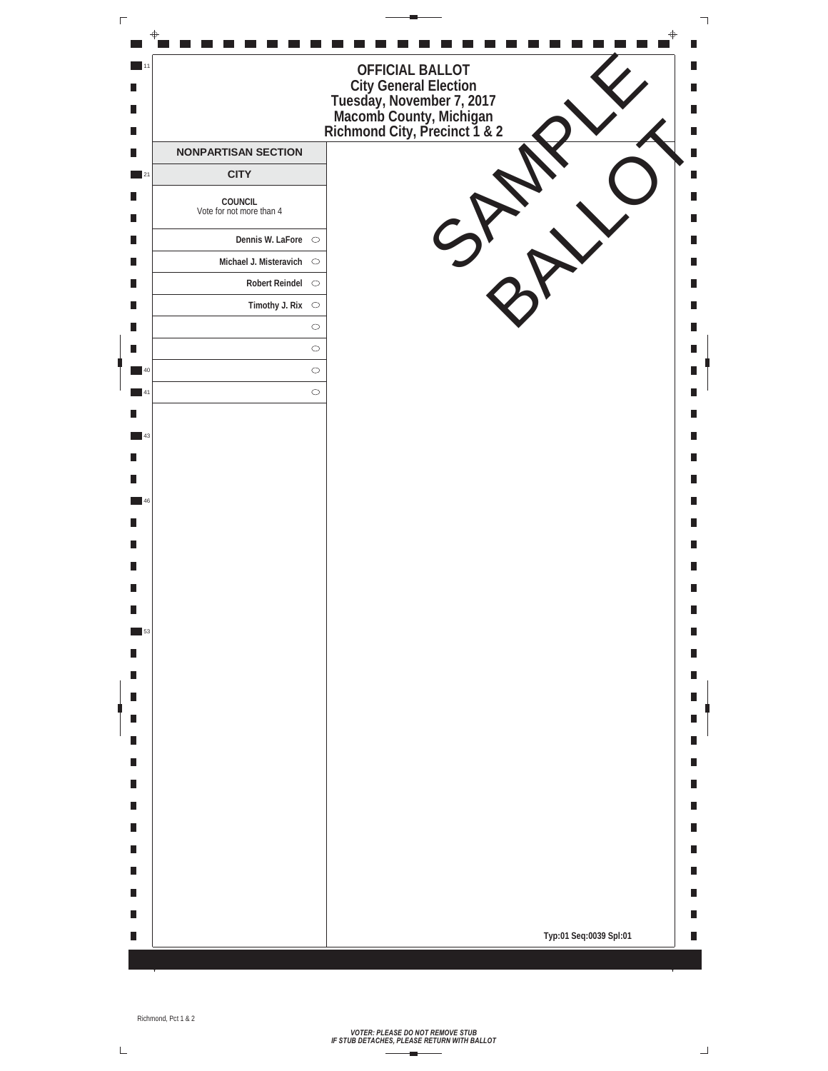# OFFICIAL BALLOT
## City General Election
## Tuesday, November 7, 2017
## Macomb County, Michigan
## Richmond City, Precinct 1 & 2

SAMPLE BALLOT

### NONPARTISAN SECTION

### CITY

**COUNCIL**
Vote for not more than 4

- Dennis W. LaFore ○
- Michael J. Misteravich ○
- Robert Reindel ○
- Timothy J. Rix ○
- ○
- ○
- ○
- ○

Typ:01 Seq:0039 Spl:01

Richmond, Pct 1 & 2

***VOTER: PLEASE DO NOT REMOVE STUB***
***IF STUB DETACHES, PLEASE RETURN WITH BALLOT***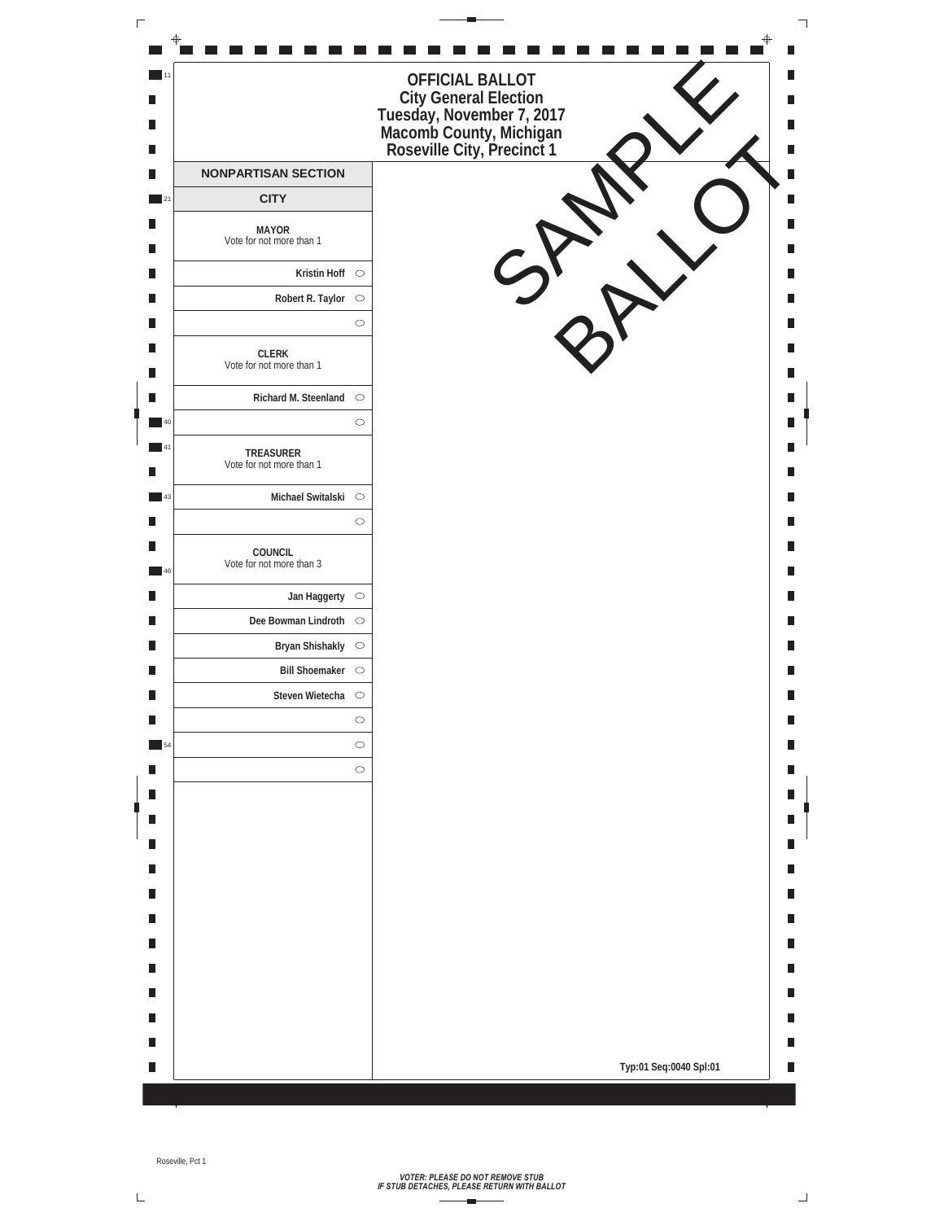# OFFICIAL BALLOT
## City General Election
## Tuesday, November 7, 2017
## Macomb County, Michigan
## Roseville City, Precinct 1

SAMPLE BALLOT

## NONPARTISAN SECTION

### CITY

**MAYOR**
Vote for not more than 1

- Kristin Hoff ○
- Robert R. Taylor ○
- ○

**CLERK**
Vote for not more than 1

- Richard M. Steenland ○
- ○

**TREASURER**
Vote for not more than 1

- Michael Switalski ○
- ○

**COUNCIL**
Vote for not more than 3

- Jan Haggerty ○
- Dee Bowman Lindroth ○
- Bryan Shishakly ○
- Bill Shoemaker ○
- Steven Wietecha ○
- ○
- ○
- ○

Typ:01 Seq:0040 Spl:01

Roseville, Pct 1

*VOTER: PLEASE DO NOT REMOVE STUB*
*IF STUB DETACHES, PLEASE RETURN WITH BALLOT*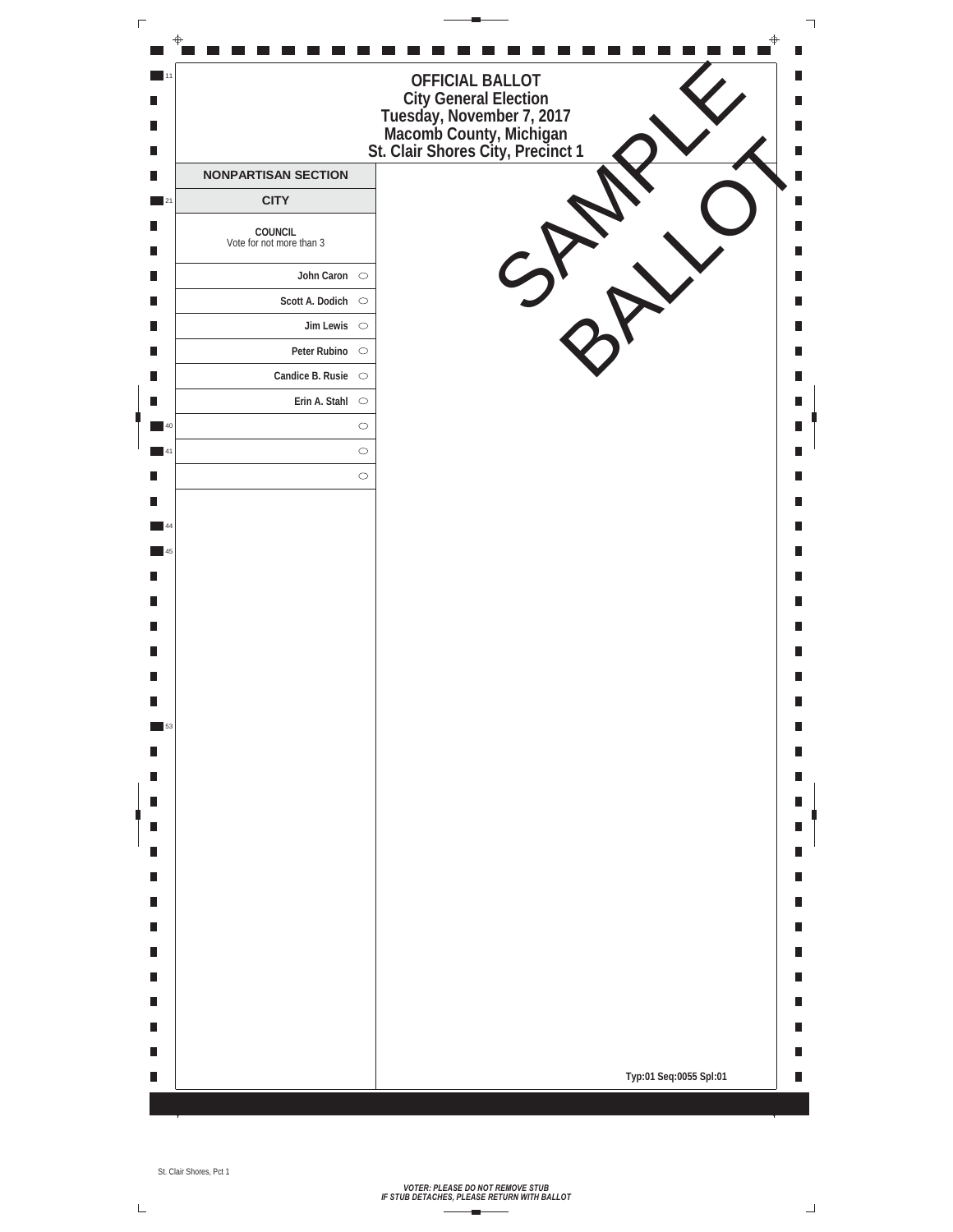# OFFICIAL BALLOT
## City General Election
## Tuesday, November 7, 2017
## Macomb County, Michigan
## St. Clair Shores City, Precinct 1

SAMPLE BALLOT

**NONPARTISAN SECTION**

**CITY**

**COUNCIL**
Vote for not more than 3

- John Caron ◯
- Scott A. Dodich ◯
- Jim Lewis ◯
- Peter Rubino ◯
- Candice B. Rusie ◯
- Erin A. Stahl ◯
- ◯
- ◯
- ◯

Typ:01 Seq:0055 Spl:01

St. Clair Shores, Pct 1

*VOTER: PLEASE DO NOT REMOVE STUB*
*IF STUB DETACHES, PLEASE RETURN WITH BALLOT*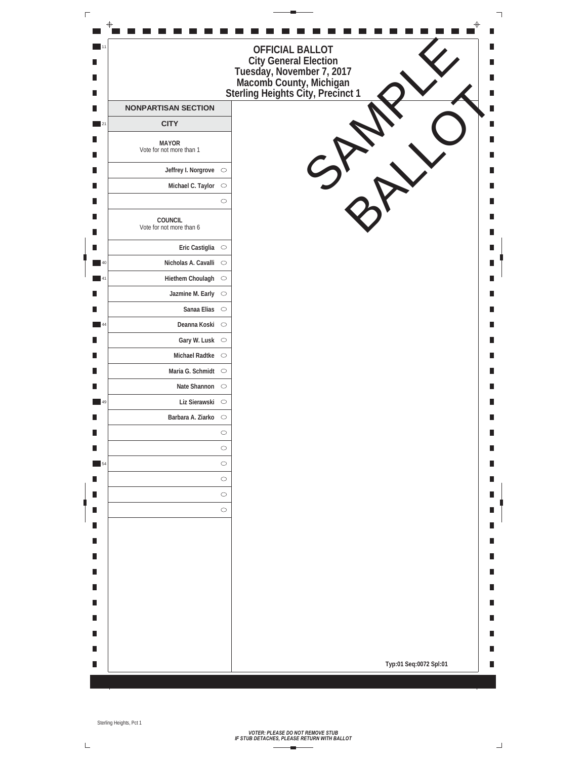# OFFICIAL BALLOT
## City General Election
## Tuesday, November 7, 2017
## Macomb County, Michigan
## Sterling Heights City, Precinct 1

SAMPLE BALLOT

### NONPARTISAN SECTION

### CITY

**MAYOR**
Vote for not more than 1

- Jeffrey I. Norgrove ○
- Michael C. Taylor ○
- ○

**COUNCIL**
Vote for not more than 6

- Eric Castiglia ○
- Nicholas A. Cavalli ○
- Hiethem Choulagh ○
- Jazmine M. Early ○
- Sanaa Elias ○
- Deanna Koski ○
- Gary W. Lusk ○
- Michael Radtke ○
- Maria G. Schmidt ○
- Nate Shannon ○
- Liz Sierawski ○
- Barbara A. Ziarko ○
- ○
- ○
- ○
- ○
- ○
- ○

Typ:01 Seq:0072 Spl:01

Sterling Heights, Pct 1

*VOTER: PLEASE DO NOT REMOVE STUB*
*IF STUB DETACHES, PLEASE RETURN WITH BALLOT*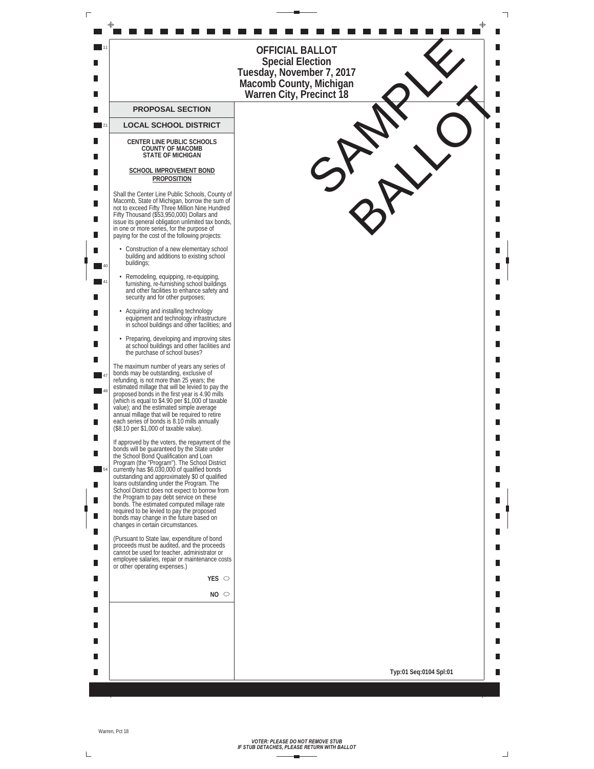# OFFICIAL BALLOT
## Special Election
## Tuesday, November 7, 2017
## Macomb County, Michigan
## Warren City, Precinct 18

SAMPLE BALLOT

## PROPOSAL SECTION

## LOCAL SCHOOL DISTRICT

**CENTER LINE PUBLIC SCHOOLS**
**COUNTY OF MACOMB**
**STATE OF MICHIGAN**

**SCHOOL IMPROVEMENT BOND PROPOSITION**

Shall the Center Line Public Schools, County of Macomb, State of Michigan, borrow the sum of not to exceed Fifty Three Million Nine Hundred Fifty Thousand ($53,950,000) Dollars and issue its general obligation unlimited tax bonds, in one or more series, for the purpose of paying for the cost of the following projects:

- Construction of a new elementary school building and additions to existing school buildings;
- Remodeling, equipping, re-equipping, furnishing, re-furnishing school buildings and other facilities to enhance safety and security and for other purposes;
- Acquiring and installing technology equipment and technology infrastructure in school buildings and other facilities; and
- Preparing, developing and improving sites at school buildings and other facilities and the purchase of school buses?

The maximum number of years any series of bonds may be outstanding, exclusive of refunding, is not more than 25 years; the estimated millage that will be levied to pay the proposed bonds in the first year is 4.90 mills (which is equal to $4.90 per $1,000 of taxable value); and the estimated simple average annual millage that will be required to retire each series of bonds is 8.10 mills annually ($8.10 per $1,000 of taxable value).

If approved by the voters, the repayment of the bonds will be guaranteed by the State under the School Bond Qualification and Loan Program (the "Program"). The School District currently has $6,030,000 of qualified bonds outstanding and approximately $0 of qualified loans outstanding under the Program. The School District does not expect to borrow from the Program to pay debt service on these bonds. The estimated computed millage rate required to be levied to pay the proposed bonds may change in the future based on changes in certain circumstances.

(Pursuant to State law, expenditure of bond proceeds must be audited, and the proceeds cannot be used for teacher, administrator or employee salaries, repair or maintenance costs or other operating expenses.)

**YES** ○

**NO** ○

Typ:01 Seq:0104 Spl:01

Warren, Pct 18

***VOTER: PLEASE DO NOT REMOVE STUB***
***IF STUB DETACHES, PLEASE RETURN WITH BALLOT***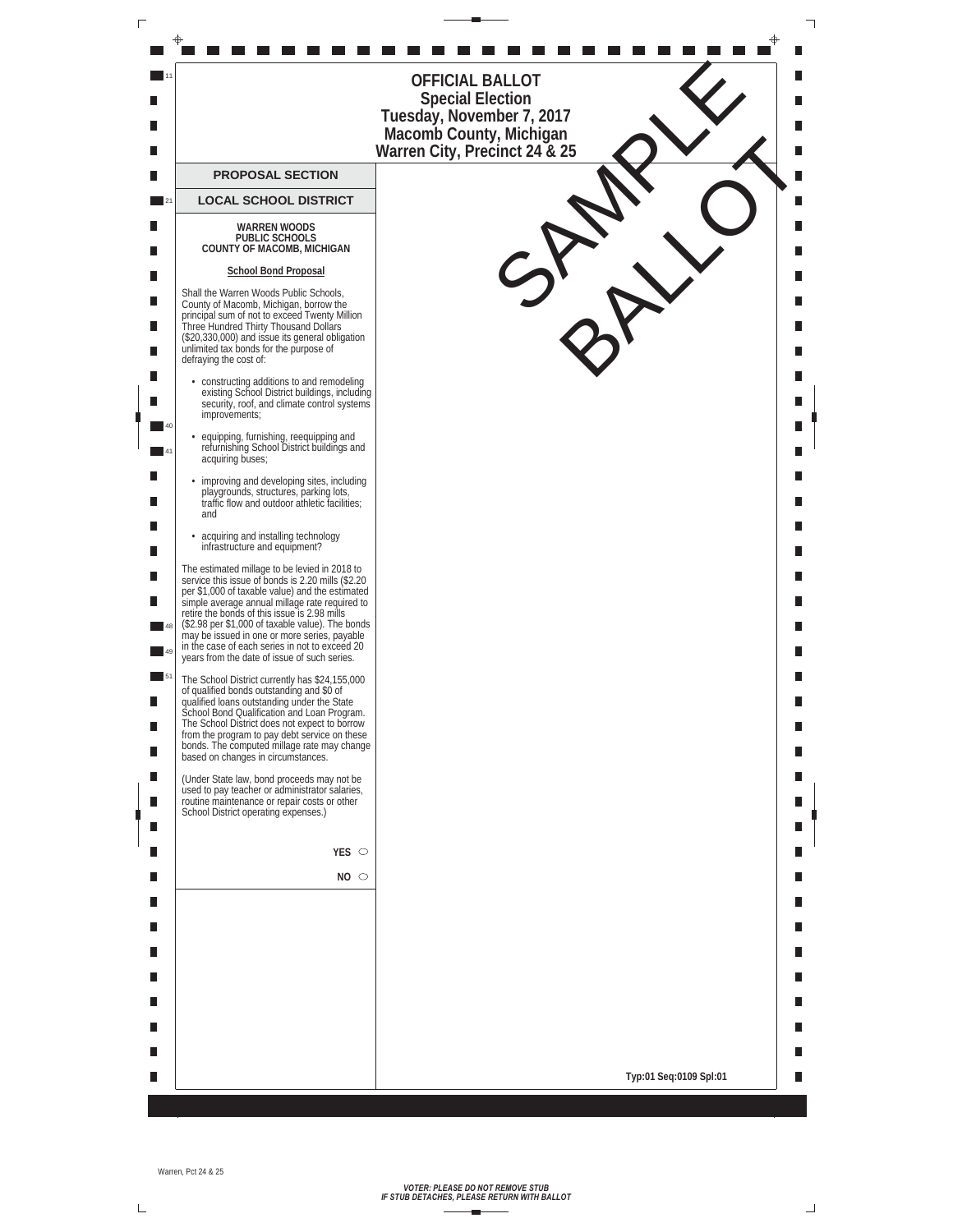# OFFICIAL BALLOT
## Special Election
## Tuesday, November 7, 2017
## Macomb County, Michigan
## Warren City, Precinct 24 & 25

SAMPLE BALLOT

## PROPOSAL SECTION

## LOCAL SCHOOL DISTRICT

**WARREN WOODS PUBLIC SCHOOLS COUNTY OF MACOMB, MICHIGAN**

**School Bond Proposal**

Shall the Warren Woods Public Schools, County of Macomb, Michigan, borrow the principal sum of not to exceed Twenty Million Three Hundred Thirty Thousand Dollars ($20,330,000) and issue its general obligation unlimited tax bonds for the purpose of defraying the cost of:

- constructing additions to and remodeling existing School District buildings, including security, roof, and climate control systems improvements;
- equipping, furnishing, reequipping and refurnishing School District buildings and acquiring buses;
- improving and developing sites, including playgrounds, structures, parking lots, traffic flow and outdoor athletic facilities; and
- acquiring and installing technology infrastructure and equipment?

The estimated millage to be levied in 2018 to service this issue of bonds is 2.20 mills ($2.20 per $1,000 of taxable value) and the estimated simple average annual millage rate required to retire the bonds of this issue is 2.98 mills ($2.98 per $1,000 of taxable value). The bonds may be issued in one or more series, payable in the case of each series in not to exceed 20 years from the date of issue of such series.

The School District currently has $24,155,000 of qualified bonds outstanding and $0 of qualified loans outstanding under the State School Bond Qualification and Loan Program. The School District does not expect to borrow from the program to pay debt service on these bonds. The computed millage rate may change based on changes in circumstances.

(Under State law, bond proceeds may not be used to pay teacher or administrator salaries, routine maintenance or repair costs or other School District operating expenses.)

YES ○

NO ○

Typ:01 Seq:0109 Spl:01

Warren, Pct 24 & 25

*VOTER: PLEASE DO NOT REMOVE STUB*
*IF STUB DETACHES, PLEASE RETURN WITH BALLOT*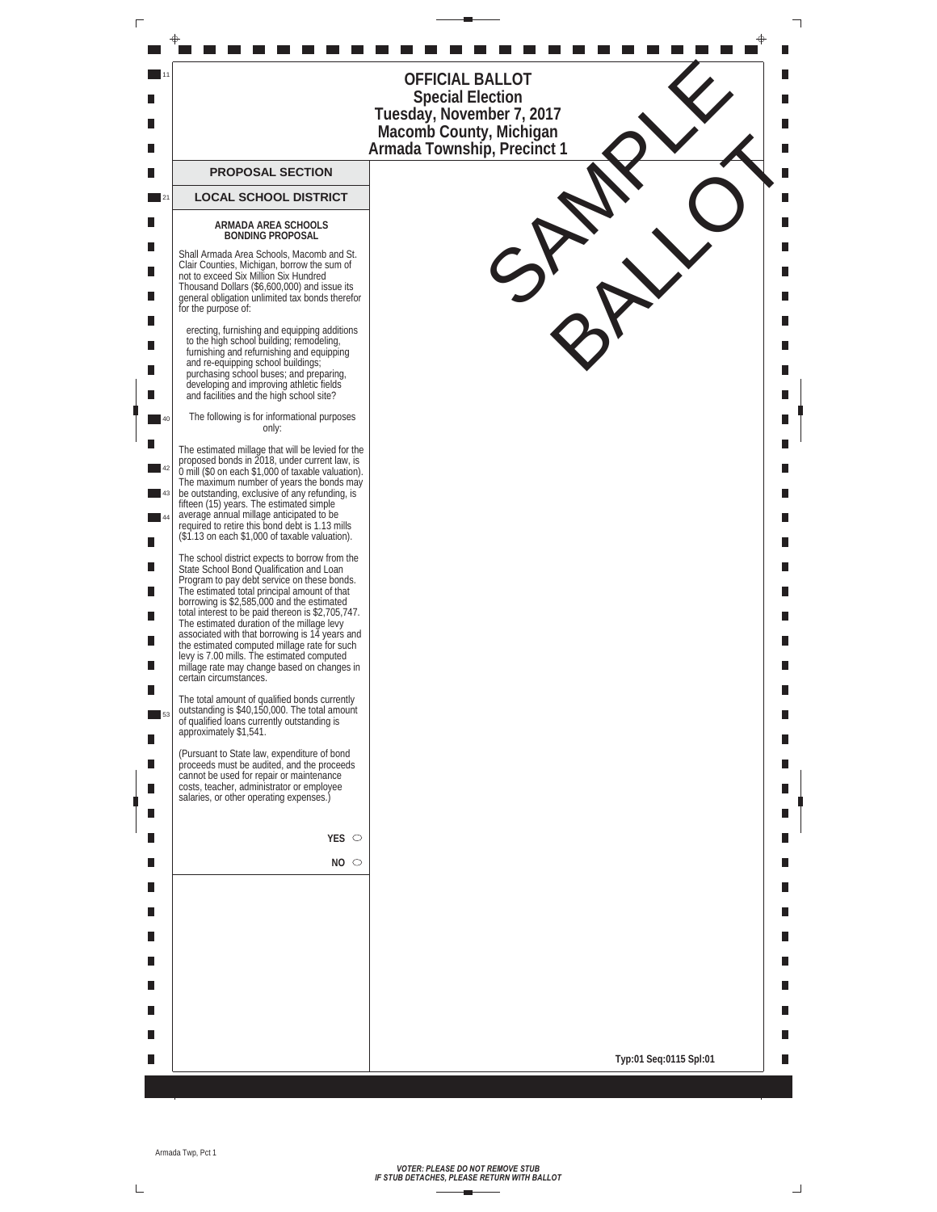# OFFICIAL BALLOT
## Special Election
## Tuesday, November 7, 2017
## Macomb County, Michigan
## Armada Township, Precinct 1

SAMPLE BALLOT

## PROPOSAL SECTION

## LOCAL SCHOOL DISTRICT

### ARMADA AREA SCHOOLS BONDING PROPOSAL

Shall Armada Area Schools, Macomb and St. Clair Counties, Michigan, borrow the sum of not to exceed Six Million Six Hundred Thousand Dollars ($6,600,000) and issue its general obligation unlimited tax bonds therefor for the purpose of:

erecting, furnishing and equipping additions to the high school building; remodeling, furnishing and refurnishing and equipping and re-equipping school buildings; purchasing school buses; and preparing, developing and improving athletic fields and facilities and the high school site?

The following is for informational purposes only:

The estimated millage that will be levied for the proposed bonds in 2018, under current law, is 0 mill ($0 on each $1,000 of taxable valuation). The maximum number of years the bonds may be outstanding, exclusive of any refunding, is fifteen (15) years. The estimated simple average annual millage anticipated to be required to retire this bond debt is 1.13 mills ($1.13 on each $1,000 of taxable valuation).

The school district expects to borrow from the State School Bond Qualification and Loan Program to pay debt service on these bonds. The estimated total principal amount of that borrowing is $2,585,000 and the estimated total interest to be paid thereon is $2,705,747. The estimated duration of the millage levy associated with that borrowing is 14 years and the estimated computed millage rate for such levy is 7.00 mills. The estimated computed millage rate may change based on changes in certain circumstances.

The total amount of qualified bonds currently outstanding is $40,150,000. The total amount of qualified loans currently outstanding is approximately $1,541.

(Pursuant to State law, expenditure of bond proceeds must be audited, and the proceeds cannot be used for repair or maintenance costs, teacher, administrator or employee salaries, or other operating expenses.)

YES ○

NO ○

Typ:01 Seq:0115 Spl:01

Armada Twp, Pct 1

*VOTER: PLEASE DO NOT REMOVE STUB*
*IF STUB DETACHES, PLEASE RETURN WITH BALLOT*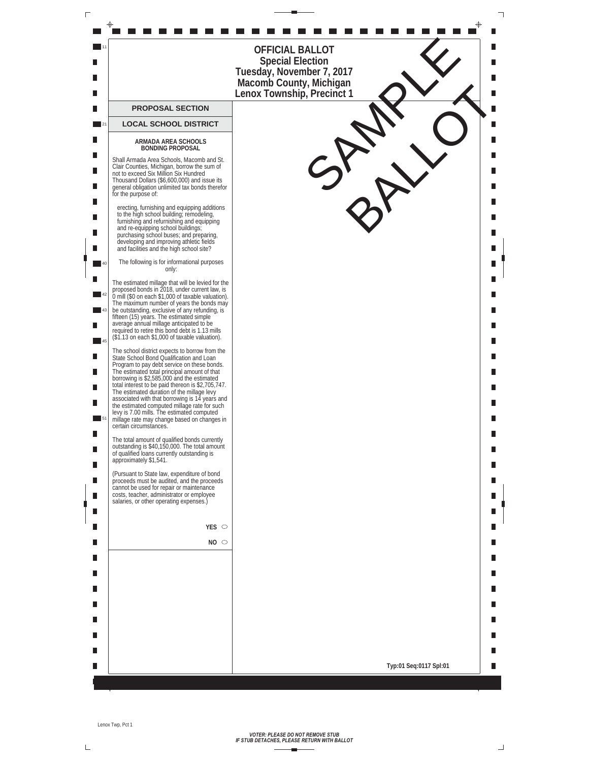# OFFICIAL BALLOT
## Special Election
## Tuesday, November 7, 2017
## Macomb County, Michigan
## Lenox Township, Precinct 1

SAMPLE BALLOT

## PROPOSAL SECTION

## LOCAL SCHOOL DISTRICT

### ARMADA AREA SCHOOLS BONDING PROPOSAL

Shall Armada Area Schools, Macomb and St. Clair Counties, Michigan, borrow the sum of not to exceed Six Million Six Hundred Thousand Dollars ($6,600,000) and issue its general obligation unlimited tax bonds therefor for the purpose of:

erecting, furnishing and equipping additions to the high school building; remodeling, furnishing and refurnishing and equipping and re-equipping school buildings; purchasing school buses; and preparing, developing and improving athletic fields and facilities and the high school site?

The following is for informational purposes only:

The estimated millage that will be levied for the proposed bonds in 2018, under current law, is 0 mill ($0 on each $1,000 of taxable valuation). The maximum number of years the bonds may be outstanding, exclusive of any refunding, is fifteen (15) years. The estimated simple average annual millage anticipated to be required to retire this bond debt is 1.13 mills ($1.13 on each $1,000 of taxable valuation).

The school district expects to borrow from the State School Bond Qualification and Loan Program to pay debt service on these bonds. The estimated total principal amount of that borrowing is $2,585,000 and the estimated total interest to be paid thereon is $2,705,747. The estimated duration of the millage levy associated with that borrowing is 14 years and the estimated computed millage rate for such levy is 7.00 mills. The estimated computed millage rate may change based on changes in certain circumstances.

The total amount of qualified bonds currently outstanding is $40,150,000. The total amount of qualified loans currently outstanding is approximately $1,541.

(Pursuant to State law, expenditure of bond proceeds must be audited, and the proceeds cannot be used for repair or maintenance costs, teacher, administrator or employee salaries, or other operating expenses.)

YES ○

NO ○

Typ:01 Seq:0117 Spl:01

Lenox Twp, Pct 1

***VOTER: PLEASE DO NOT REMOVE STUB***
***IF STUB DETACHES, PLEASE RETURN WITH BALLOT***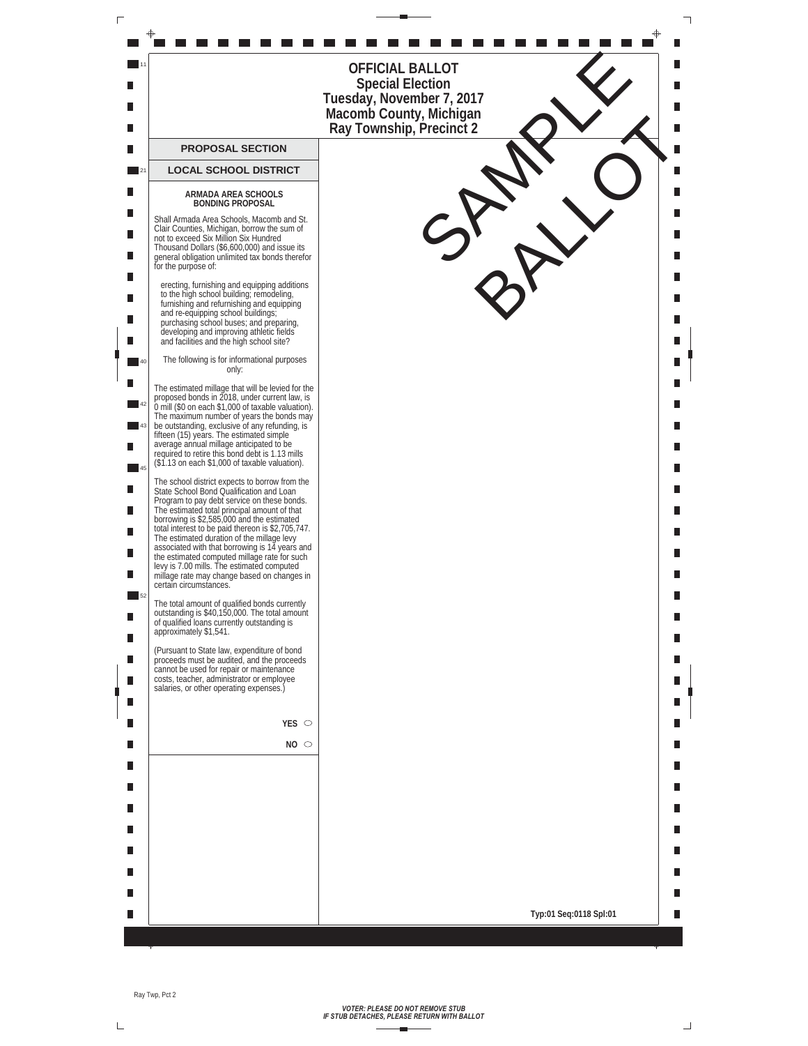# OFFICIAL BALLOT
## Special Election
## Tuesday, November 7, 2017
## Macomb County, Michigan
## Ray Township, Precinct 2

SAMPLE BALLOT

## PROPOSAL SECTION

## LOCAL SCHOOL DISTRICT

### ARMADA AREA SCHOOLS BONDING PROPOSAL

Shall Armada Area Schools, Macomb and St. Clair Counties, Michigan, borrow the sum of not to exceed Six Million Six Hundred Thousand Dollars ($6,600,000) and issue its general obligation unlimited tax bonds therefor for the purpose of:

erecting, furnishing and equipping additions to the high school building; remodeling, furnishing and refurnishing and equipping and re-equipping school buildings; purchasing school buses; and preparing, developing and improving athletic fields and facilities and the high school site?

The following is for informational purposes only:

The estimated millage that will be levied for the proposed bonds in 2018, under current law, is 0 mill ($0 on each $1,000 of taxable valuation). The maximum number of years the bonds may be outstanding, exclusive of any refunding, is fifteen (15) years. The estimated simple average annual millage anticipated to be required to retire this bond debt is 1.13 mills ($1.13 on each $1,000 of taxable valuation).

The school district expects to borrow from the State School Bond Qualification and Loan Program to pay debt service on these bonds. The estimated total principal amount of that borrowing is $2,585,000 and the estimated total interest to be paid thereon is $2,705,747. The estimated duration of the millage levy associated with that borrowing is 14 years and the estimated computed millage rate for such levy is 7.00 mills. The estimated computed millage rate may change based on changes in certain circumstances.

The total amount of qualified bonds currently outstanding is $40,150,000. The total amount of qualified loans currently outstanding is approximately $1,541.

(Pursuant to State law, expenditure of bond proceeds must be audited, and the proceeds cannot be used for repair or maintenance costs, teacher, administrator or employee salaries, or other operating expenses.)

YES ○

NO ○

Typ:01 Seq:0118 Spl:01

Ray Twp, Pct 2

*VOTER: PLEASE DO NOT REMOVE STUB*
*IF STUB DETACHES, PLEASE RETURN WITH BALLOT*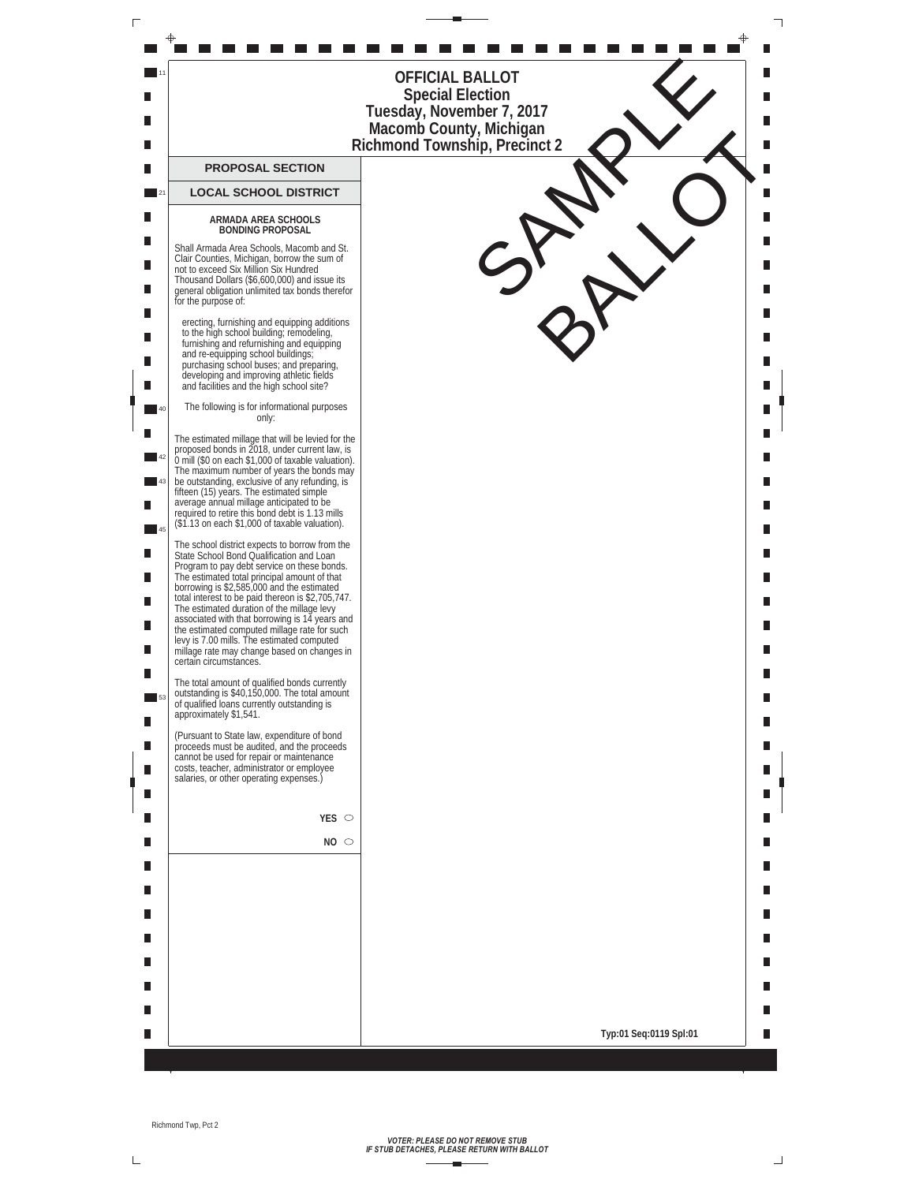# OFFICIAL BALLOT
## Special Election
## Tuesday, November 7, 2017
## Macomb County, Michigan
## Richmond Township, Precinct 2

SAMPLE BALLOT

## PROPOSAL SECTION

## LOCAL SCHOOL DISTRICT

### ARMADA AREA SCHOOLS BONDING PROPOSAL

Shall Armada Area Schools, Macomb and St. Clair Counties, Michigan, borrow the sum of not to exceed Six Million Six Hundred Thousand Dollars ($6,600,000) and issue its general obligation unlimited tax bonds therefor for the purpose of:

erecting, furnishing and equipping additions to the high school building; remodeling, furnishing and refurnishing and equipping and re-equipping school buildings; purchasing school buses; and preparing, developing and improving athletic fields and facilities and the high school site?

The following is for informational purposes only:

The estimated millage that will be levied for the proposed bonds in 2018, under current law, is 0 mill ($0 on each $1,000 of taxable valuation). The maximum number of years the bonds may be outstanding, exclusive of any refunding, is fifteen (15) years. The estimated simple average annual millage anticipated to be required to retire this bond debt is 1.13 mills ($1.13 on each $1,000 of taxable valuation).

The school district expects to borrow from the State School Bond Qualification and Loan Program to pay debt service on these bonds. The estimated total principal amount of that borrowing is $2,585,000 and the estimated total interest to be paid thereon is $2,705,747. The estimated duration of the millage levy associated with that borrowing is 14 years and the estimated computed millage rate for such levy is 7.00 mills. The estimated computed millage rate may change based on changes in certain circumstances.

The total amount of qualified bonds currently outstanding is $40,150,000. The total amount of qualified loans currently outstanding is approximately $1,541.

(Pursuant to State law, expenditure of bond proceeds must be audited, and the proceeds cannot be used for repair or maintenance costs, teacher, administrator or employee salaries, or other operating expenses.)

YES ○

NO ○

Typ:01 Seq:0119 Spl:01

Richmond Twp, Pct 2

*VOTER: PLEASE DO NOT REMOVE STUB*
*IF STUB DETACHES, PLEASE RETURN WITH BALLOT*